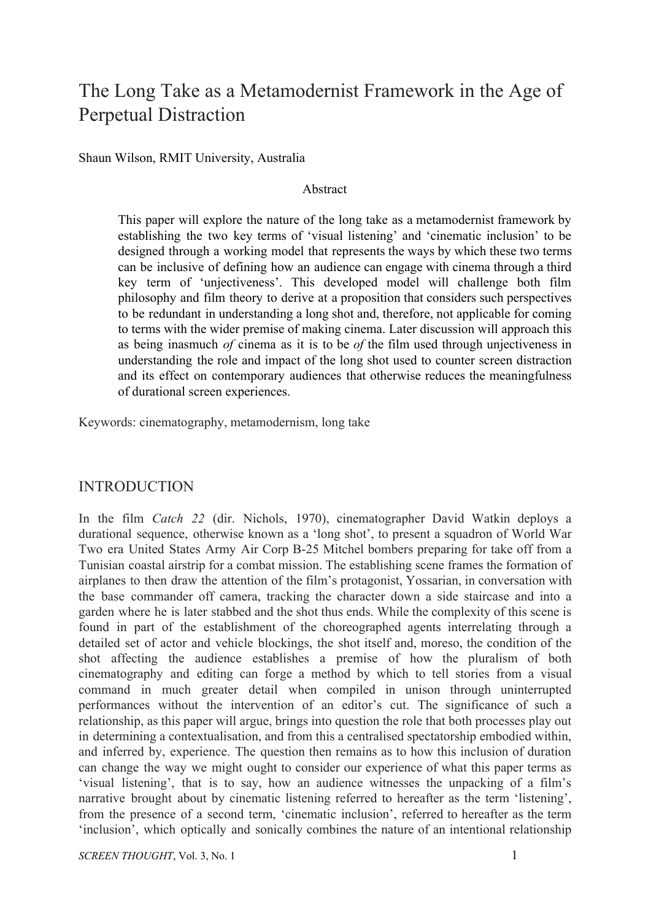# The Long Take as a Metamodernist Framework in the Age of Perpetual Distraction

Shaun Wilson, RMIT University, Australia

## Abstract

> This paper will explore the nature of the long take as a metamodernist framework by establishing the two key terms of 'visual listening' and 'cinematic inclusion' to be designed through a working model that represents the ways by which these two terms can be inclusive of defining how an audience can engage with cinema through a third key term of 'unjectiveness'. This developed model will challenge both film philosophy and film theory to derive at a proposition that considers such perspectives to be redundant in understanding a long shot and, therefore, not applicable for coming to terms with the wider premise of making cinema. Later discussion will approach this as being inasmuch *of* cinema as it is to be *of* the film used through unjectiveness in understanding the role and impact of the long shot used to counter screen distraction and its effect on contemporary audiences that otherwise reduces the meaningfulness of durational screen experiences.

Keywords: cinematography, metamodernism, long take

## INTRODUCTION

In the film *Catch 22* (dir. Nichols, 1970), cinematographer David Watkin deploys a durational sequence, otherwise known as a 'long shot', to present a squadron of World War Two era United States Army Air Corp B-25 Mitchel bombers preparing for take off from a Tunisian coastal airstrip for a combat mission. The establishing scene frames the formation of airplanes to then draw the attention of the film's protagonist, Yossarian, in conversation with the base commander off camera, tracking the character down a side staircase and into a garden where he is later stabbed and the shot thus ends. While the complexity of this scene is found in part of the establishment of the choreographed agents interrelating through a detailed set of actor and vehicle blockings, the shot itself and, moreso, the condition of the shot affecting the audience establishes a premise of how the pluralism of both cinematography and editing can forge a method by which to tell stories from a visual command in much greater detail when compiled in unison through uninterrupted performances without the intervention of an editor's cut. The significance of such a relationship, as this paper will argue, brings into question the role that both processes play out in determining a contextualisation, and from this a centralised spectatorship embodied within, and inferred by, experience. The question then remains as to how this inclusion of duration can change the way we might ought to consider our experience of what this paper terms as 'visual listening', that is to say, how an audience witnesses the unpacking of a film's narrative brought about by cinematic listening referred to hereafter as the term 'listening', from the presence of a second term, 'cinematic inclusion', referred to hereafter as the term 'inclusion', which optically and sonically combines the nature of an intentional relationship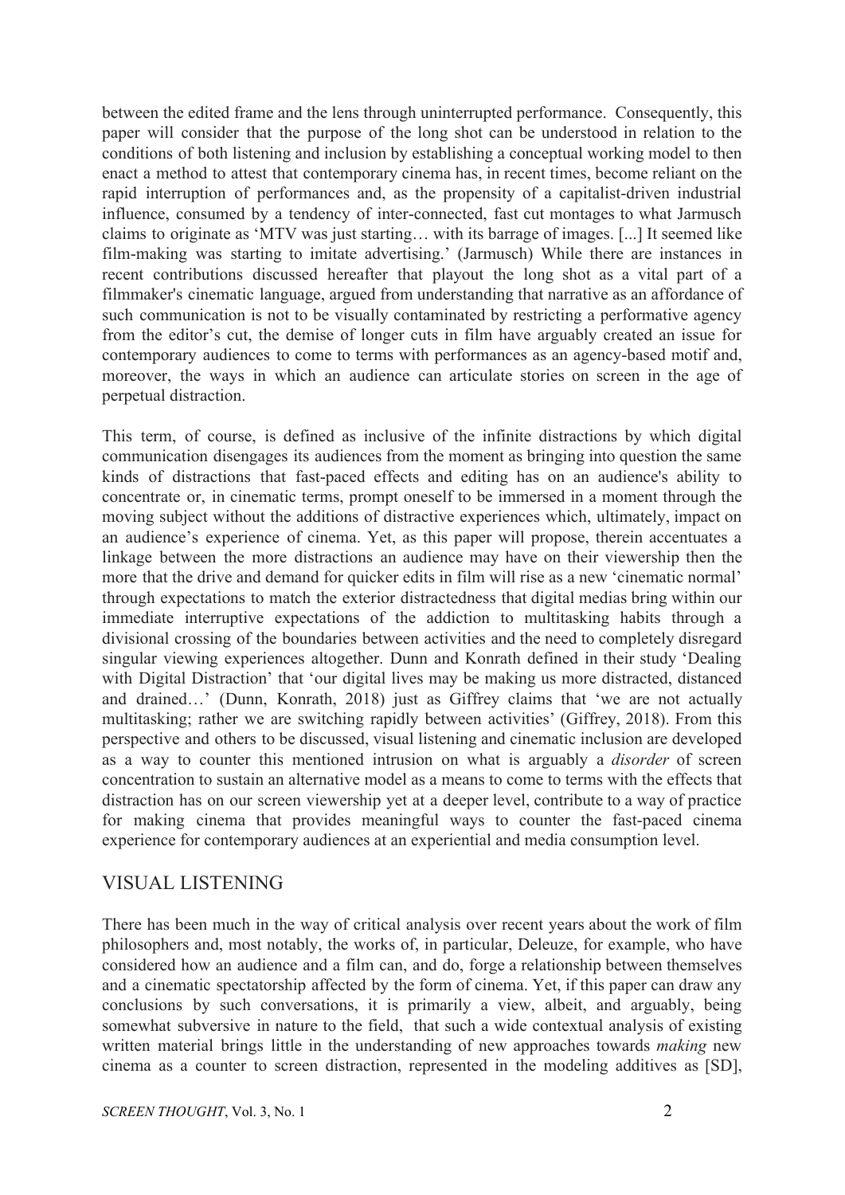between the edited frame and the lens through uninterrupted performance. Consequently, this paper will consider that the purpose of the long shot can be understood in relation to the conditions of both listening and inclusion by establishing a conceptual working model to then enact a method to attest that contemporary cinema has, in recent times, become reliant on the rapid interruption of performances and, as the propensity of a capitalist-driven industrial influence, consumed by a tendency of inter-connected, fast cut montages to what Jarmusch claims to originate as 'MTV was just starting… with its barrage of images. [...] It seemed like film-making was starting to imitate advertising.' (Jarmusch) While there are instances in recent contributions discussed hereafter that playout the long shot as a vital part of a filmmaker's cinematic language, argued from understanding that narrative as an affordance of such communication is not to be visually contaminated by restricting a performative agency from the editor's cut, the demise of longer cuts in film have arguably created an issue for contemporary audiences to come to terms with performances as an agency-based motif and, moreover, the ways in which an audience can articulate stories on screen in the age of perpetual distraction.

This term, of course, is defined as inclusive of the infinite distractions by which digital communication disengages its audiences from the moment as bringing into question the same kinds of distractions that fast-paced effects and editing has on an audience's ability to concentrate or, in cinematic terms, prompt oneself to be immersed in a moment through the moving subject without the additions of distractive experiences which, ultimately, impact on an audience's experience of cinema. Yet, as this paper will propose, therein accentuates a linkage between the more distractions an audience may have on their viewership then the more that the drive and demand for quicker edits in film will rise as a new 'cinematic normal' through expectations to match the exterior distractedness that digital medias bring within our immediate interruptive expectations of the addiction to multitasking habits through a divisional crossing of the boundaries between activities and the need to completely disregard singular viewing experiences altogether. Dunn and Konrath defined in their study 'Dealing with Digital Distraction' that 'our digital lives may be making us more distracted, distanced and drained…' (Dunn, Konrath, 2018) just as Giffrey claims that 'we are not actually multitasking; rather we are switching rapidly between activities' (Giffrey, 2018). From this perspective and others to be discussed, visual listening and cinematic inclusion are developed as a way to counter this mentioned intrusion on what is arguably a *disorder* of screen concentration to sustain an alternative model as a means to come to terms with the effects that distraction has on our screen viewership yet at a deeper level, contribute to a way of practice for making cinema that provides meaningful ways to counter the fast-paced cinema experience for contemporary audiences at an experiential and media consumption level.

## VISUAL LISTENING

There has been much in the way of critical analysis over recent years about the work of film philosophers and, most notably, the works of, in particular, Deleuze, for example, who have considered how an audience and a film can, and do, forge a relationship between themselves and a cinematic spectatorship affected by the form of cinema. Yet, if this paper can draw any conclusions by such conversations, it is primarily a view, albeit, and arguably, being somewhat subversive in nature to the field, that such a wide contextual analysis of existing written material brings little in the understanding of new approaches towards *making* new cinema as a counter to screen distraction, represented in the modeling additives as [SD],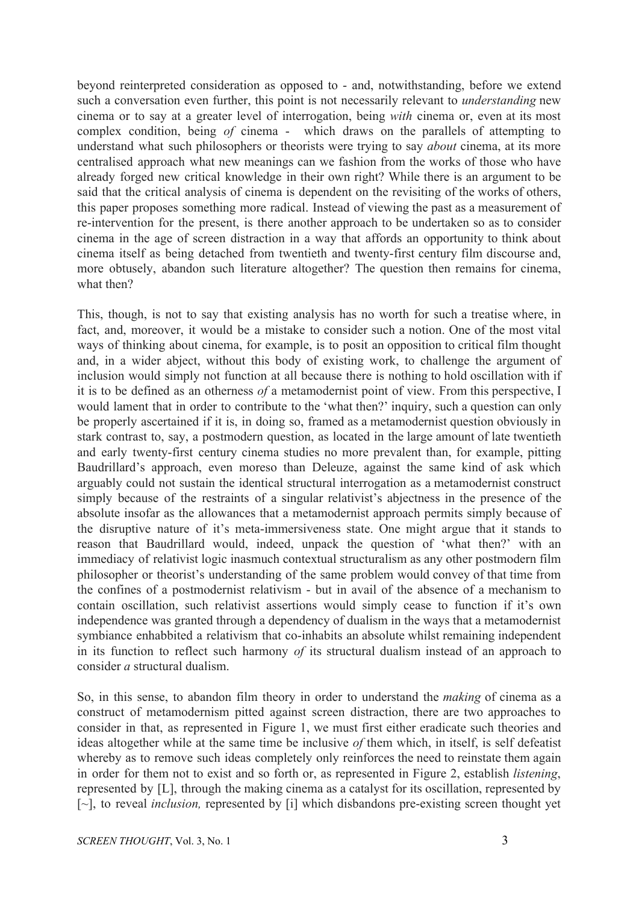beyond reinterpreted consideration as opposed to - and, notwithstanding, before we extend such a conversation even further, this point is not necessarily relevant to *understanding* new cinema or to say at a greater level of interrogation, being *with* cinema or, even at its most complex condition, being *of* cinema - which draws on the parallels of attempting to understand what such philosophers or theorists were trying to say *about* cinema, at its more centralised approach what new meanings can we fashion from the works of those who have already forged new critical knowledge in their own right? While there is an argument to be said that the critical analysis of cinema is dependent on the revisiting of the works of others, this paper proposes something more radical. Instead of viewing the past as a measurement of re-intervention for the present, is there another approach to be undertaken so as to consider cinema in the age of screen distraction in a way that affords an opportunity to think about cinema itself as being detached from twentieth and twenty-first century film discourse and, more obtusely, abandon such literature altogether? The question then remains for cinema, what then?

This, though, is not to say that existing analysis has no worth for such a treatise where, in fact, and, moreover, it would be a mistake to consider such a notion. One of the most vital ways of thinking about cinema, for example, is to posit an opposition to critical film thought and, in a wider abject, without this body of existing work, to challenge the argument of inclusion would simply not function at all because there is nothing to hold oscillation with if it is to be defined as an otherness *of* a metamodernist point of view. From this perspective, I would lament that in order to contribute to the 'what then?' inquiry, such a question can only be properly ascertained if it is, in doing so, framed as a metamodernist question obviously in stark contrast to, say, a postmodern question, as located in the large amount of late twentieth and early twenty-first century cinema studies no more prevalent than, for example, pitting Baudrillard's approach, even moreso than Deleuze, against the same kind of ask which arguably could not sustain the identical structural interrogation as a metamodernist construct simply because of the restraints of a singular relativist's abjectness in the presence of the absolute insofar as the allowances that a metamodernist approach permits simply because of the disruptive nature of it's meta-immersiveness state. One might argue that it stands to reason that Baudrillard would, indeed, unpack the question of 'what then?' with an immediacy of relativist logic inasmuch contextual structuralism as any other postmodern film philosopher or theorist's understanding of the same problem would convey of that time from the confines of a postmodernist relativism - but in avail of the absence of a mechanism to contain oscillation, such relativist assertions would simply cease to function if it's own independence was granted through a dependency of dualism in the ways that a metamodernist symbiance enhabbited a relativism that co-inhabits an absolute whilst remaining independent in its function to reflect such harmony *of* its structural dualism instead of an approach to consider *a* structural dualism.

So, in this sense, to abandon film theory in order to understand the *making* of cinema as a construct of metamodernism pitted against screen distraction, there are two approaches to consider in that, as represented in Figure 1, we must first either eradicate such theories and ideas altogether while at the same time be inclusive *of* them which, in itself, is self defeatist whereby as to remove such ideas completely only reinforces the need to reinstate them again in order for them not to exist and so forth or, as represented in Figure 2, establish *listening*, represented by [L], through the making cinema as a catalyst for its oscillation, represented by [~], to reveal *inclusion,* represented by [i] which disbandons pre-existing screen thought yet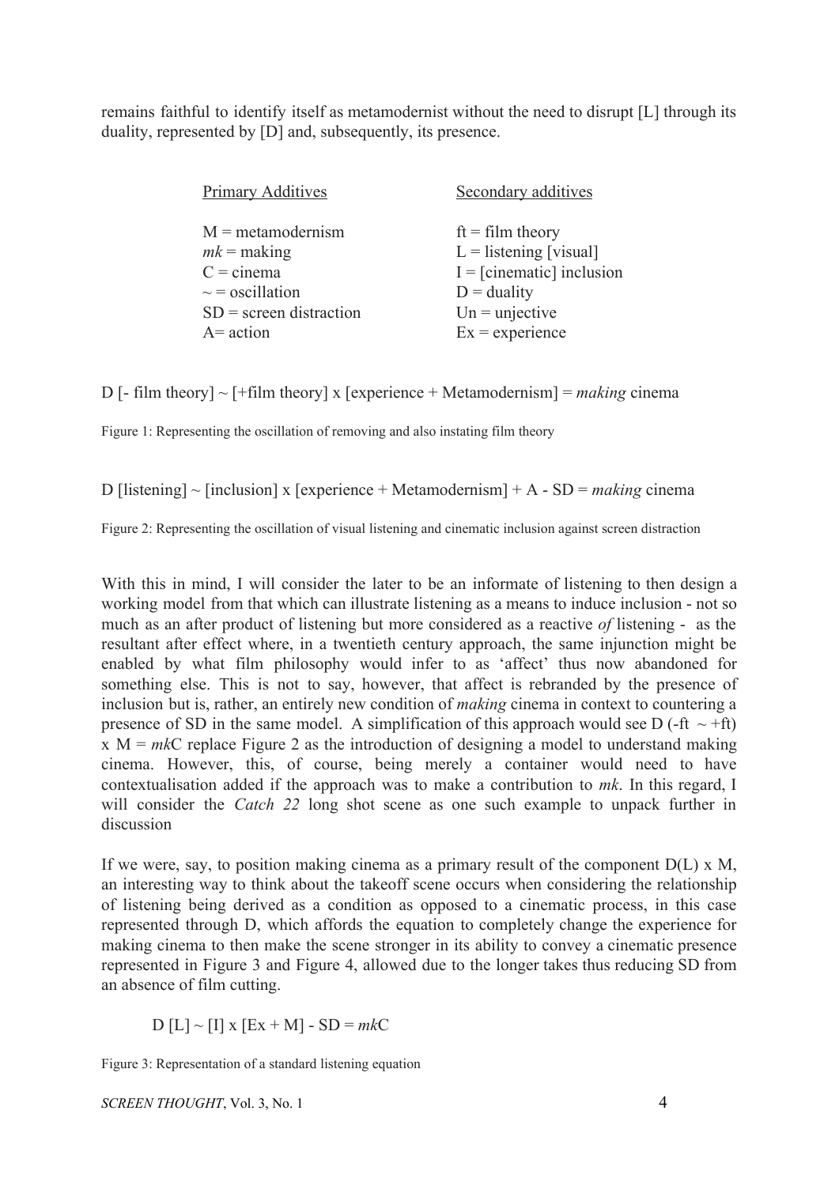remains faithful to identify itself as metamodernist without the need to disrupt [L] through its duality, represented by [D] and, subsequently, its presence.

| Primary Additives | Secondary additives |
| --- | --- |
| M = metamodernism | ft = film theory |
| *mk* = making | L = listening [visual] |
| C = cinema | I = [cinematic] inclusion |
| ~ = oscillation | D = duality |
| SD = screen distraction | Un = unjective |
| A= action | Ex = experience |

D [- film theory] ~ [+film theory] x [experience + Metamodernism] = *making* cinema

Figure 1: Representing the oscillation of removing and also instating film theory

D [listening] ~ [inclusion] x [experience + Metamodernism] + A - SD = *making* cinema

Figure 2: Representing the oscillation of visual listening and cinematic inclusion against screen distraction

With this in mind, I will consider the later to be an informate of listening to then design a working model from that which can illustrate listening as a means to induce inclusion - not so much as an after product of listening but more considered as a reactive *of* listening - as the resultant after effect where, in a twentieth century approach, the same injunction might be enabled by what film philosophy would infer to as 'affect' thus now abandoned for something else. This is not to say, however, that affect is rebranded by the presence of inclusion but is, rather, an entirely new condition of *making* cinema in context to countering a presence of SD in the same model. A simplification of this approach would see D (-ft ~ +ft) x M = *mk*C replace Figure 2 as the introduction of designing a model to understand making cinema. However, this, of course, being merely a container would need to have contextualisation added if the approach was to make a contribution to *mk*. In this regard, I will consider the *Catch 22* long shot scene as one such example to unpack further in discussion

If we were, say, to position making cinema as a primary result of the component D(L) x M, an interesting way to think about the takeoff scene occurs when considering the relationship of listening being derived as a condition as opposed to a cinematic process, in this case represented through D, which affords the equation to completely change the experience for making cinema to then make the scene stronger in its ability to convey a cinematic presence represented in Figure 3 and Figure 4, allowed due to the longer takes thus reducing SD from an absence of film cutting.

D [L] ~ [I] x [Ex + M] - SD = *mk*C

Figure 3: Representation of a standard listening equation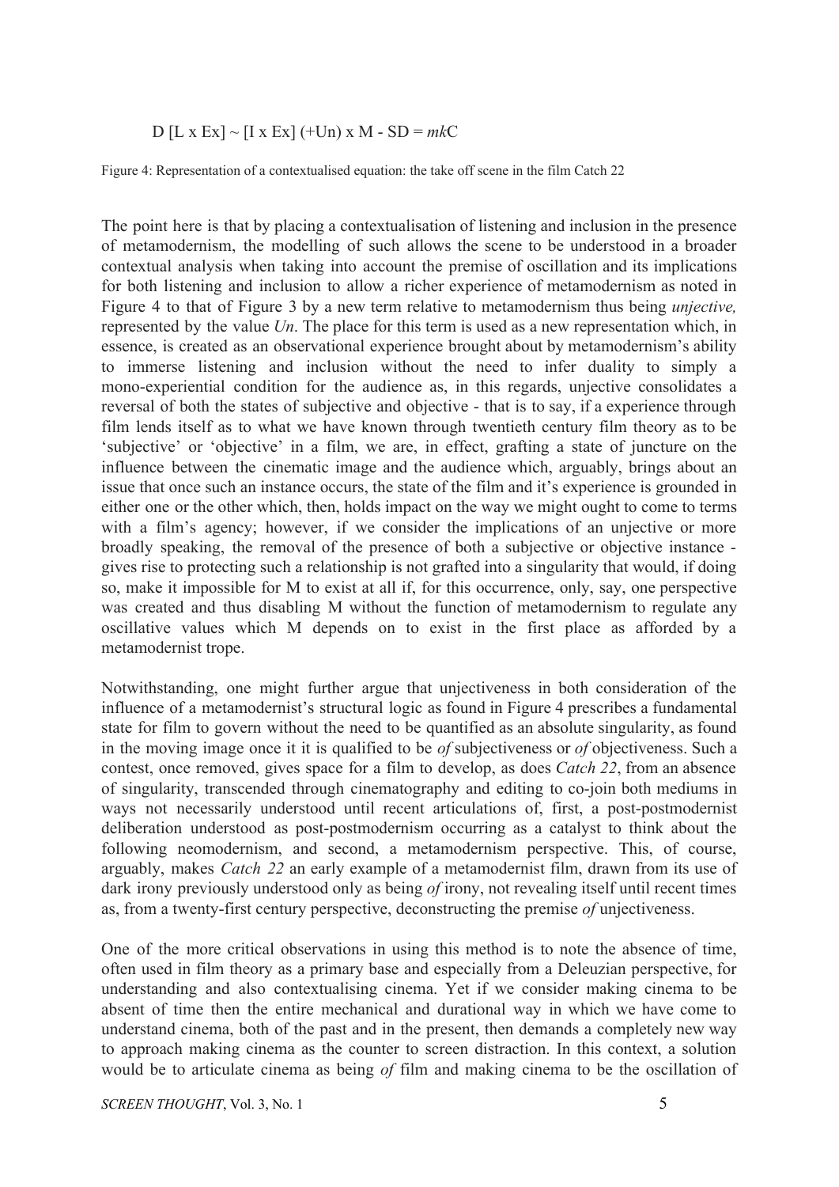$$D\ [L \times Ex] \sim [I \times Ex]\ (+Un) \times M - SD = mkC$$

Figure 4: Representation of a contextualised equation: the take off scene in the film Catch 22

The point here is that by placing a contextualisation of listening and inclusion in the presence of metamodernism, the modelling of such allows the scene to be understood in a broader contextual analysis when taking into account the premise of oscillation and its implications for both listening and inclusion to allow a richer experience of metamodernism as noted in Figure 4 to that of Figure 3 by a new term relative to metamodernism thus being *unjective,* represented by the value *Un*. The place for this term is used as a new representation which, in essence, is created as an observational experience brought about by metamodernism's ability to immerse listening and inclusion without the need to infer duality to simply a mono-experiential condition for the audience as, in this regards, unjective consolidates a reversal of both the states of subjective and objective - that is to say, if a experience through film lends itself as to what we have known through twentieth century film theory as to be 'subjective' or 'objective' in a film, we are, in effect, grafting a state of juncture on the influence between the cinematic image and the audience which, arguably, brings about an issue that once such an instance occurs, the state of the film and it's experience is grounded in either one or the other which, then, holds impact on the way we might ought to come to terms with a film's agency; however, if we consider the implications of an unjective or more broadly speaking, the removal of the presence of both a subjective or objective instance - gives rise to protecting such a relationship is not grafted into a singularity that would, if doing so, make it impossible for M to exist at all if, for this occurrence, only, say, one perspective was created and thus disabling M without the function of metamodernism to regulate any oscillative values which M depends on to exist in the first place as afforded by a metamodernist trope.

Notwithstanding, one might further argue that unjectiveness in both consideration of the influence of a metamodernist's structural logic as found in Figure 4 prescribes a fundamental state for film to govern without the need to be quantified as an absolute singularity, as found in the moving image once it it is qualified to be *of* subjectiveness or *of* objectiveness. Such a contest, once removed, gives space for a film to develop, as does *Catch 22*, from an absence of singularity, transcended through cinematography and editing to co-join both mediums in ways not necessarily understood until recent articulations of, first, a post-postmodernist deliberation understood as post-postmodernism occurring as a catalyst to think about the following neomodernism, and second, a metamodernism perspective. This, of course, arguably, makes *Catch 22* an early example of a metamodernist film, drawn from its use of dark irony previously understood only as being *of* irony, not revealing itself until recent times as, from a twenty-first century perspective, deconstructing the premise *of* unjectiveness.

One of the more critical observations in using this method is to note the absence of time, often used in film theory as a primary base and especially from a Deleuzian perspective, for understanding and also contextualising cinema. Yet if we consider making cinema to be absent of time then the entire mechanical and durational way in which we have come to understand cinema, both of the past and in the present, then demands a completely new way to approach making cinema as the counter to screen distraction. In this context, a solution would be to articulate cinema as being *of* film and making cinema to be the oscillation of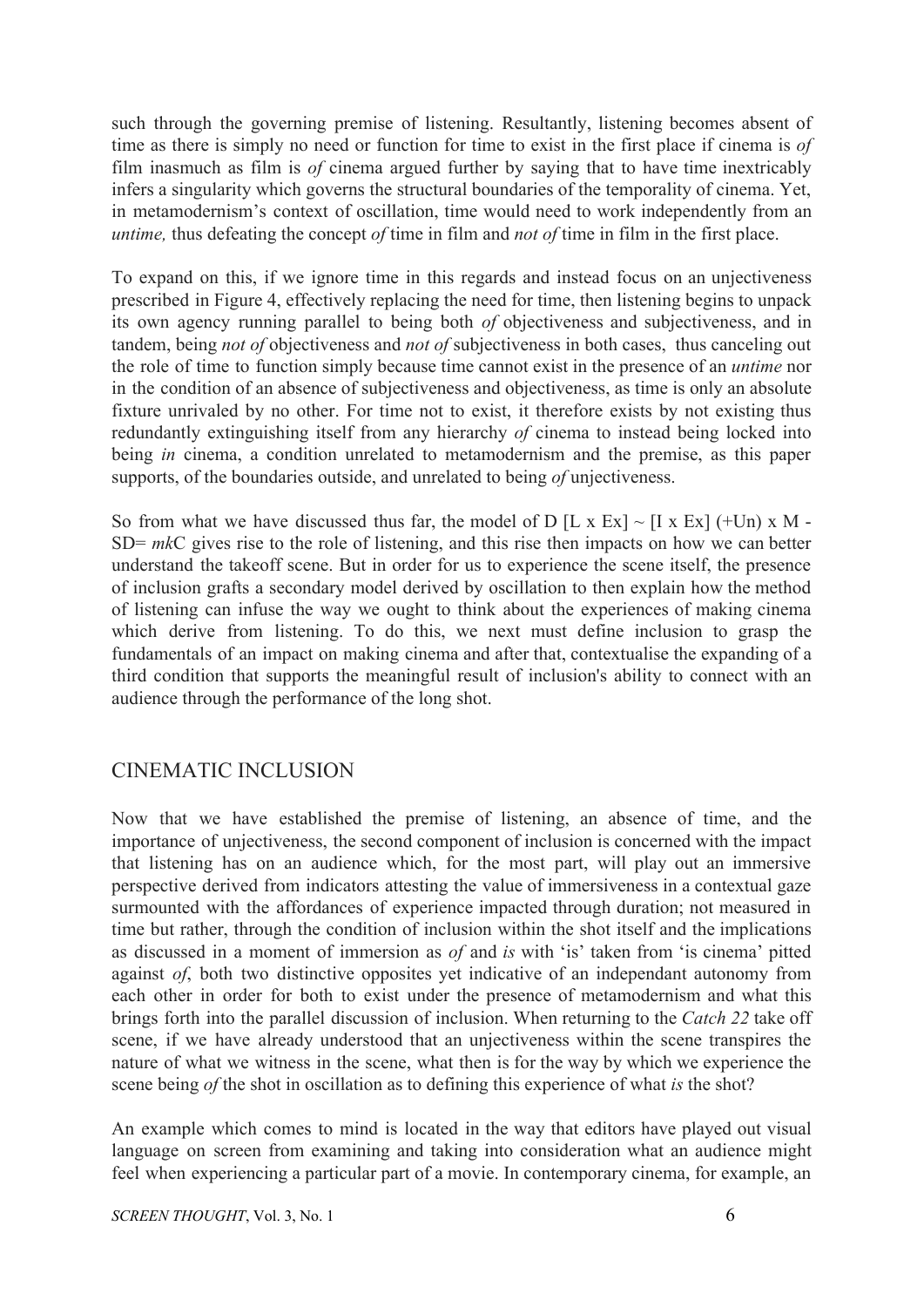such through the governing premise of listening. Resultantly, listening becomes absent of time as there is simply no need or function for time to exist in the first place if cinema is *of* film inasmuch as film is *of* cinema argued further by saying that to have time inextricably infers a singularity which governs the structural boundaries of the temporality of cinema. Yet, in metamodernism's context of oscillation, time would need to work independently from an *untime,* thus defeating the concept *of* time in film and *not of* time in film in the first place.

To expand on this, if we ignore time in this regards and instead focus on an unjectiveness prescribed in Figure 4, effectively replacing the need for time, then listening begins to unpack its own agency running parallel to being both *of* objectiveness and subjectiveness, and in tandem, being *not of* objectiveness and *not of* subjectiveness in both cases, thus canceling out the role of time to function simply because time cannot exist in the presence of an *untime* nor in the condition of an absence of subjectiveness and objectiveness, as time is only an absolute fixture unrivaled by no other. For time not to exist, it therefore exists by not existing thus redundantly extinguishing itself from any hierarchy *of* cinema to instead being locked into being *in* cinema, a condition unrelated to metamodernism and the premise, as this paper supports, of the boundaries outside, and unrelated to being *of* unjectiveness.

So from what we have discussed thus far, the model of D [L x Ex] ~ [I x Ex] (+Un) x M - SD= *mk*C gives rise to the role of listening, and this rise then impacts on how we can better understand the takeoff scene. But in order for us to experience the scene itself, the presence of inclusion grafts a secondary model derived by oscillation to then explain how the method of listening can infuse the way we ought to think about the experiences of making cinema which derive from listening. To do this, we next must define inclusion to grasp the fundamentals of an impact on making cinema and after that, contextualise the expanding of a third condition that supports the meaningful result of inclusion's ability to connect with an audience through the performance of the long shot.

## CINEMATIC INCLUSION

Now that we have established the premise of listening, an absence of time, and the importance of unjectiveness, the second component of inclusion is concerned with the impact that listening has on an audience which, for the most part, will play out an immersive perspective derived from indicators attesting the value of immersiveness in a contextual gaze surmounted with the affordances of experience impacted through duration; not measured in time but rather, through the condition of inclusion within the shot itself and the implications as discussed in a moment of immersion as *of* and *is* with 'is' taken from 'is cinema' pitted against *of*, both two distinctive opposites yet indicative of an independant autonomy from each other in order for both to exist under the presence of metamodernism and what this brings forth into the parallel discussion of inclusion. When returning to the *Catch 22* take off scene, if we have already understood that an unjectiveness within the scene transpires the nature of what we witness in the scene, what then is for the way by which we experience the scene being *of* the shot in oscillation as to defining this experience of what *is* the shot?

An example which comes to mind is located in the way that editors have played out visual language on screen from examining and taking into consideration what an audience might feel when experiencing a particular part of a movie. In contemporary cinema, for example, an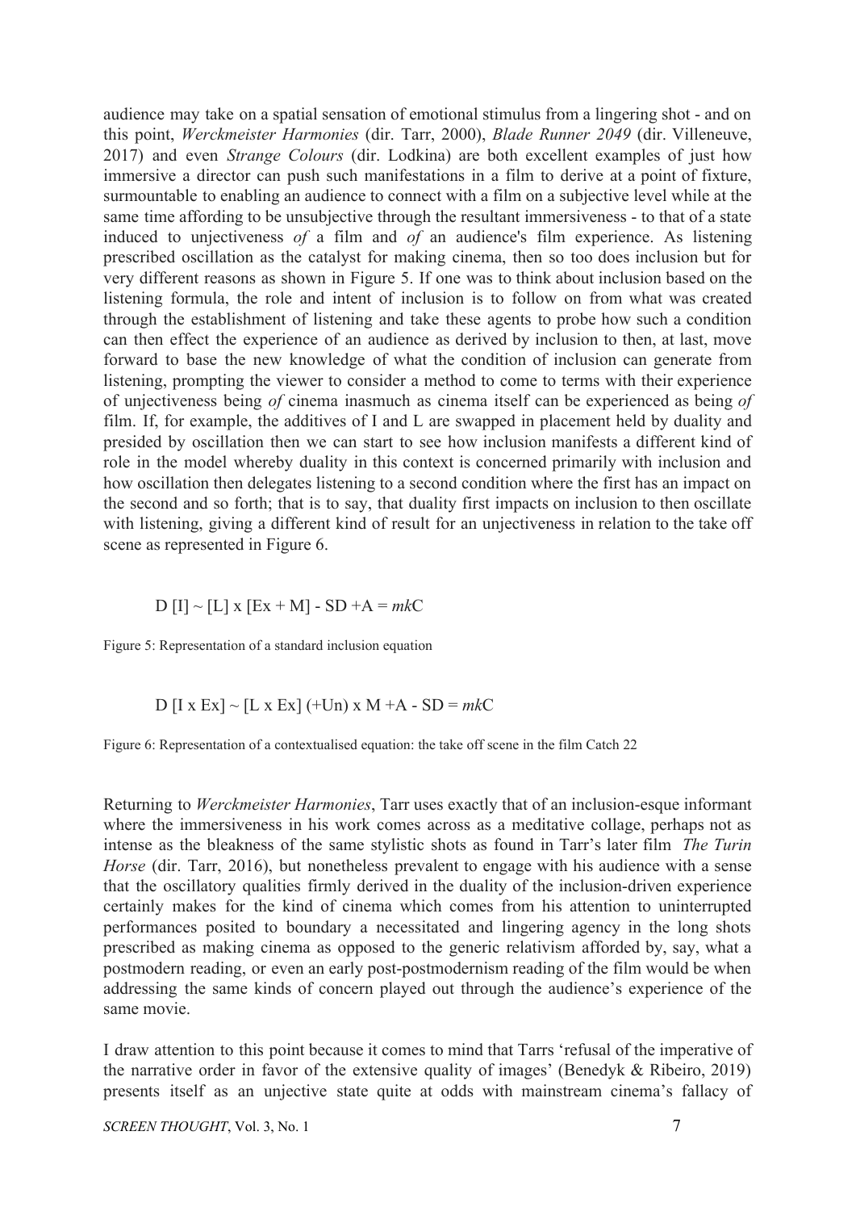audience may take on a spatial sensation of emotional stimulus from a lingering shot - and on this point, *Werckmeister Harmonies* (dir. Tarr, 2000), *Blade Runner 2049* (dir. Villeneuve, 2017) and even *Strange Colours* (dir. Lodkina) are both excellent examples of just how immersive a director can push such manifestations in a film to derive at a point of fixture, surmountable to enabling an audience to connect with a film on a subjective level while at the same time affording to be unsubjective through the resultant immersiveness - to that of a state induced to unjectiveness *of* a film and *of* an audience's film experience. As listening prescribed oscillation as the catalyst for making cinema, then so too does inclusion but for very different reasons as shown in Figure 5. If one was to think about inclusion based on the listening formula, the role and intent of inclusion is to follow on from what was created through the establishment of listening and take these agents to probe how such a condition can then effect the experience of an audience as derived by inclusion to then, at last, move forward to base the new knowledge of what the condition of inclusion can generate from listening, prompting the viewer to consider a method to come to terms with their experience of unjectiveness being *of* cinema inasmuch as cinema itself can be experienced as being *of* film. If, for example, the additives of I and L are swapped in placement held by duality and presided by oscillation then we can start to see how inclusion manifests a different kind of role in the model whereby duality in this context is concerned primarily with inclusion and how oscillation then delegates listening to a second condition where the first has an impact on the second and so forth; that is to say, that duality first impacts on inclusion to then oscillate with listening, giving a different kind of result for an unjectiveness in relation to the take off scene as represented in Figure 6.

$$D\,[I] \sim [L] \times [Ex + M] - SD + A = mkC$$

Figure 5: Representation of a standard inclusion equation

$$D\,[I \times Ex] \sim [L \times Ex]\,(+Un) \times M + A - SD = mkC$$

Figure 6: Representation of a contextualised equation: the take off scene in the film Catch 22

Returning to *Werckmeister Harmonies*, Tarr uses exactly that of an inclusion-esque informant where the immersiveness in his work comes across as a meditative collage, perhaps not as intense as the bleakness of the same stylistic shots as found in Tarr's later film *The Turin Horse* (dir. Tarr, 2016), but nonetheless prevalent to engage with his audience with a sense that the oscillatory qualities firmly derived in the duality of the inclusion-driven experience certainly makes for the kind of cinema which comes from his attention to uninterrupted performances posited to boundary a necessitated and lingering agency in the long shots prescribed as making cinema as opposed to the generic relativism afforded by, say, what a postmodern reading, or even an early post-postmodernism reading of the film would be when addressing the same kinds of concern played out through the audience's experience of the same movie.

I draw attention to this point because it comes to mind that Tarrs 'refusal of the imperative of the narrative order in favor of the extensive quality of images' (Benedyk & Ribeiro, 2019) presents itself as an unjective state quite at odds with mainstream cinema's fallacy of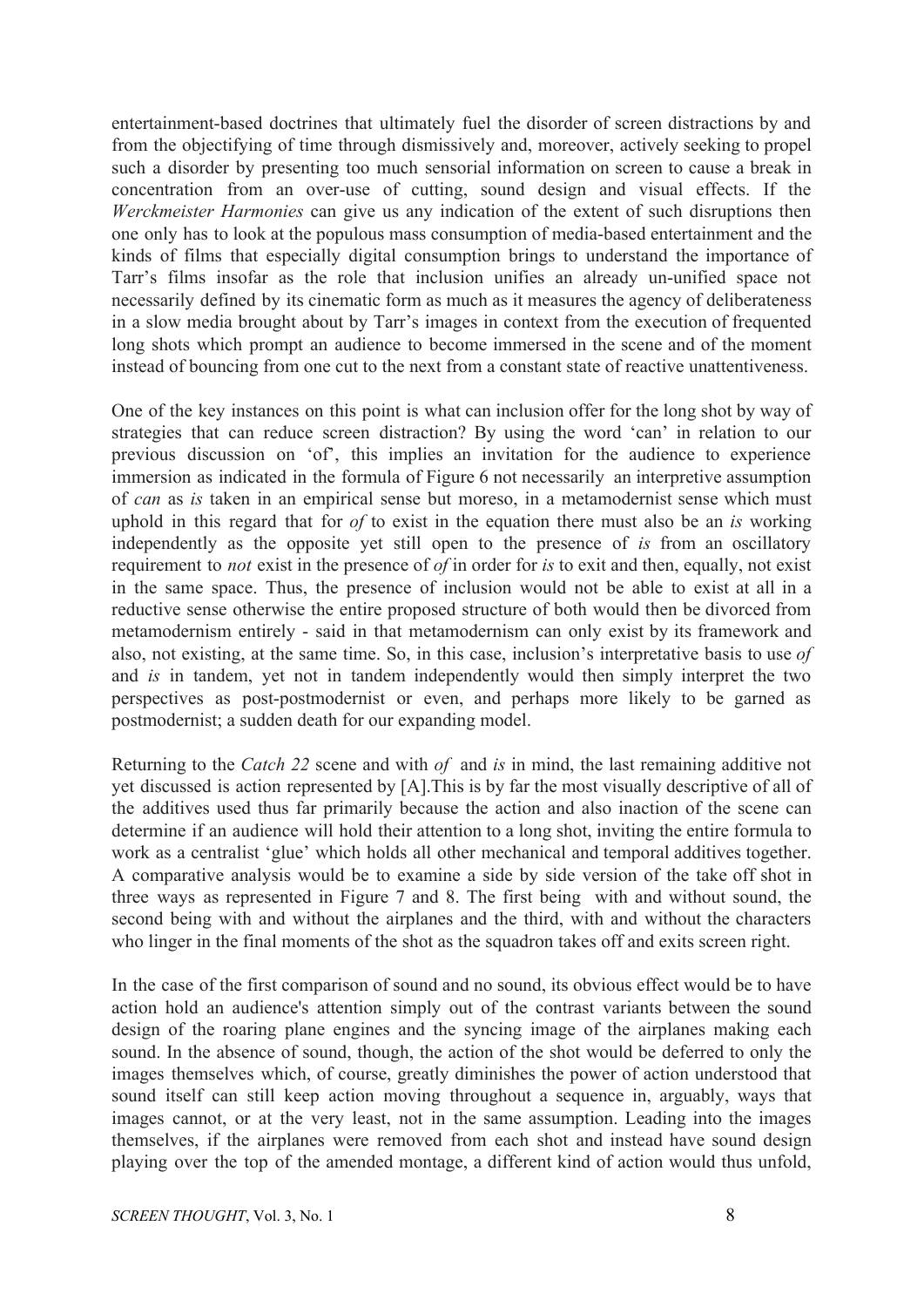entertainment-based doctrines that ultimately fuel the disorder of screen distractions by and from the objectifying of time through dismissively and, moreover, actively seeking to propel such a disorder by presenting too much sensorial information on screen to cause a break in concentration from an over-use of cutting, sound design and visual effects. If the *Werckmeister Harmonies* can give us any indication of the extent of such disruptions then one only has to look at the populous mass consumption of media-based entertainment and the kinds of films that especially digital consumption brings to understand the importance of Tarr's films insofar as the role that inclusion unifies an already un-unified space not necessarily defined by its cinematic form as much as it measures the agency of deliberateness in a slow media brought about by Tarr's images in context from the execution of frequented long shots which prompt an audience to become immersed in the scene and of the moment instead of bouncing from one cut to the next from a constant state of reactive unattentiveness.

One of the key instances on this point is what can inclusion offer for the long shot by way of strategies that can reduce screen distraction? By using the word 'can' in relation to our previous discussion on 'of', this implies an invitation for the audience to experience immersion as indicated in the formula of Figure 6 not necessarily an interpretive assumption of *can* as *is* taken in an empirical sense but moreso, in a metamodernist sense which must uphold in this regard that for *of* to exist in the equation there must also be an *is* working independently as the opposite yet still open to the presence of *is* from an oscillatory requirement to *not* exist in the presence of *of* in order for *is* to exit and then, equally, not exist in the same space. Thus, the presence of inclusion would not be able to exist at all in a reductive sense otherwise the entire proposed structure of both would then be divorced from metamodernism entirely - said in that metamodernism can only exist by its framework and also, not existing, at the same time. So, in this case, inclusion's interpretative basis to use *of* and *is* in tandem, yet not in tandem independently would then simply interpret the two perspectives as post-postmodernist or even, and perhaps more likely to be garned as postmodernist; a sudden death for our expanding model.

Returning to the *Catch 22* scene and with *of* and *is* in mind, the last remaining additive not yet discussed is action represented by [A].This is by far the most visually descriptive of all of the additives used thus far primarily because the action and also inaction of the scene can determine if an audience will hold their attention to a long shot, inviting the entire formula to work as a centralist 'glue' which holds all other mechanical and temporal additives together. A comparative analysis would be to examine a side by side version of the take off shot in three ways as represented in Figure 7 and 8. The first being with and without sound, the second being with and without the airplanes and the third, with and without the characters who linger in the final moments of the shot as the squadron takes off and exits screen right.

In the case of the first comparison of sound and no sound, its obvious effect would be to have action hold an audience's attention simply out of the contrast variants between the sound design of the roaring plane engines and the syncing image of the airplanes making each sound. In the absence of sound, though, the action of the shot would be deferred to only the images themselves which, of course, greatly diminishes the power of action understood that sound itself can still keep action moving throughout a sequence in, arguably, ways that images cannot, or at the very least, not in the same assumption. Leading into the images themselves, if the airplanes were removed from each shot and instead have sound design playing over the top of the amended montage, a different kind of action would thus unfold,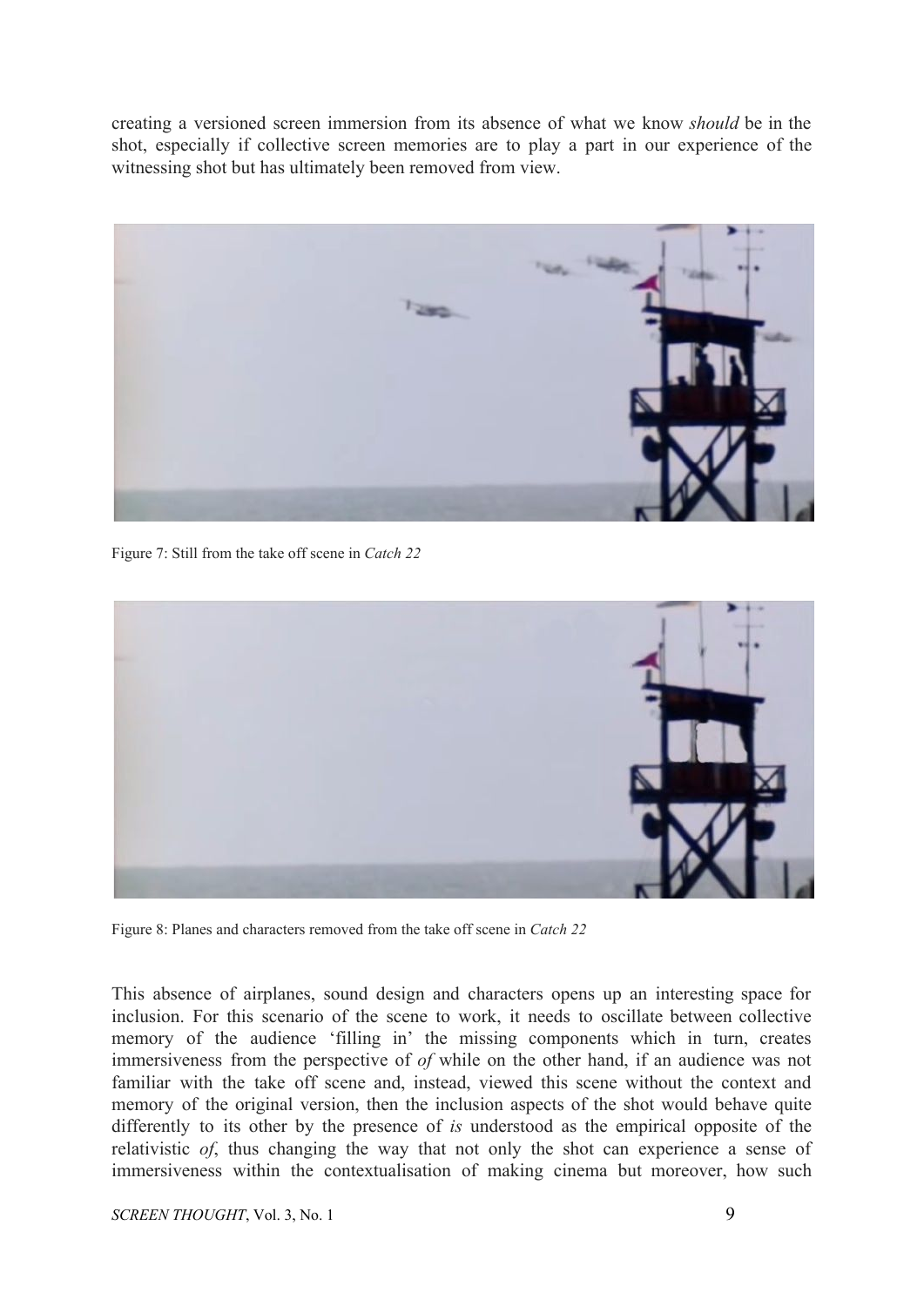creating a versioned screen immersion from its absence of what we know *should* be in the shot, especially if collective screen memories are to play a part in our experience of the witnessing shot but has ultimately been removed from view.

Figure 7: Still from the take off scene in *Catch 22*

Figure 8: Planes and characters removed from the take off scene in *Catch 22*

This absence of airplanes, sound design and characters opens up an interesting space for inclusion. For this scenario of the scene to work, it needs to oscillate between collective memory of the audience 'filling in' the missing components which in turn, creates immersiveness from the perspective of *of* while on the other hand, if an audience was not familiar with the take off scene and, instead, viewed this scene without the context and memory of the original version, then the inclusion aspects of the shot would behave quite differently to its other by the presence of *is* understood as the empirical opposite of the relativistic *of*, thus changing the way that not only the shot can experience a sense of immersiveness within the contextualisation of making cinema but moreover, how such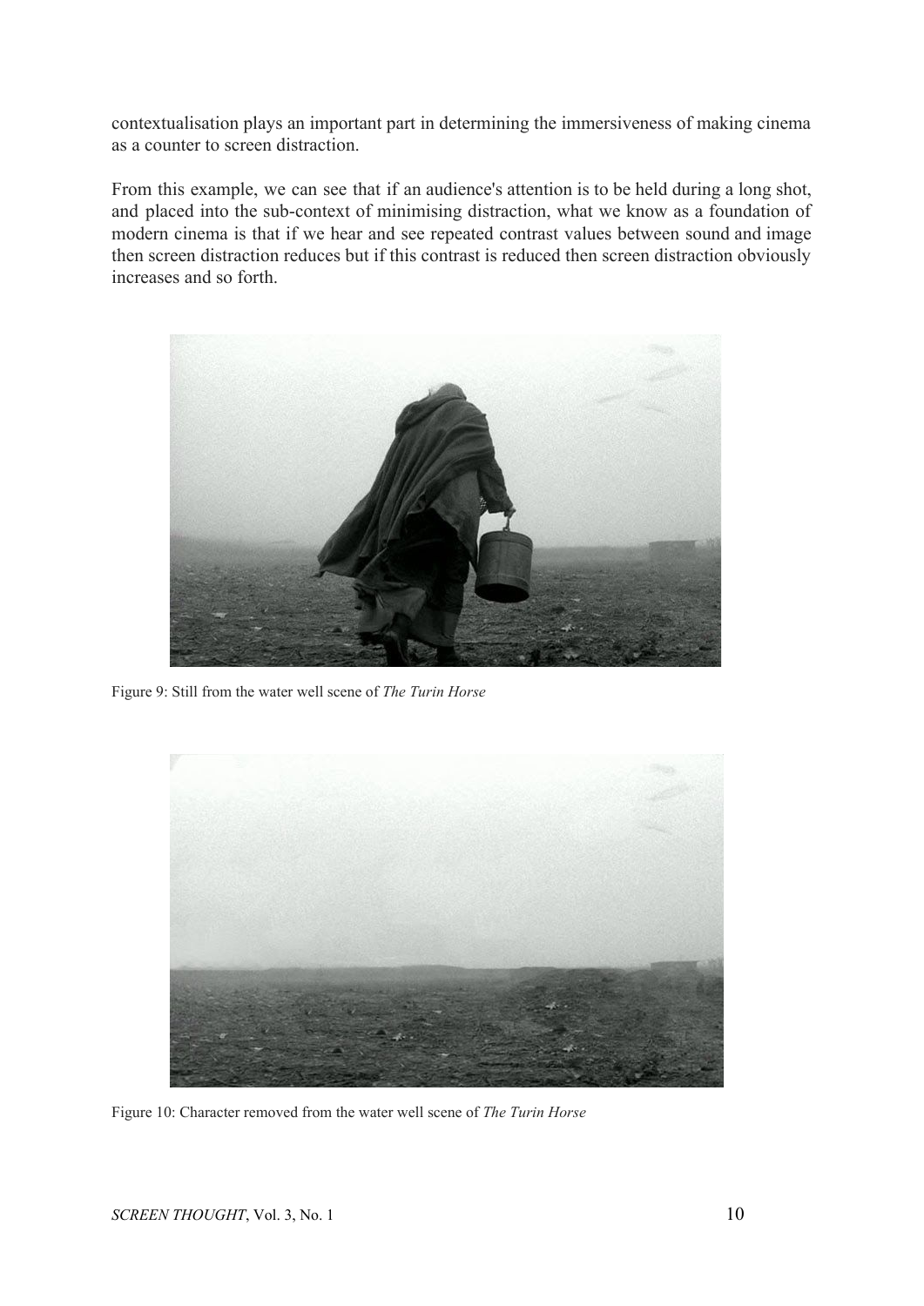contextualisation plays an important part in determining the immersiveness of making cinema as a counter to screen distraction.

From this example, we can see that if an audience's attention is to be held during a long shot, and placed into the sub-context of minimising distraction, what we know as a foundation of modern cinema is that if we hear and see repeated contrast values between sound and image then screen distraction reduces but if this contrast is reduced then screen distraction obviously increases and so forth.

Figure 9: Still from the water well scene of *The Turin Horse*

Figure 10: Character removed from the water well scene of *The Turin Horse*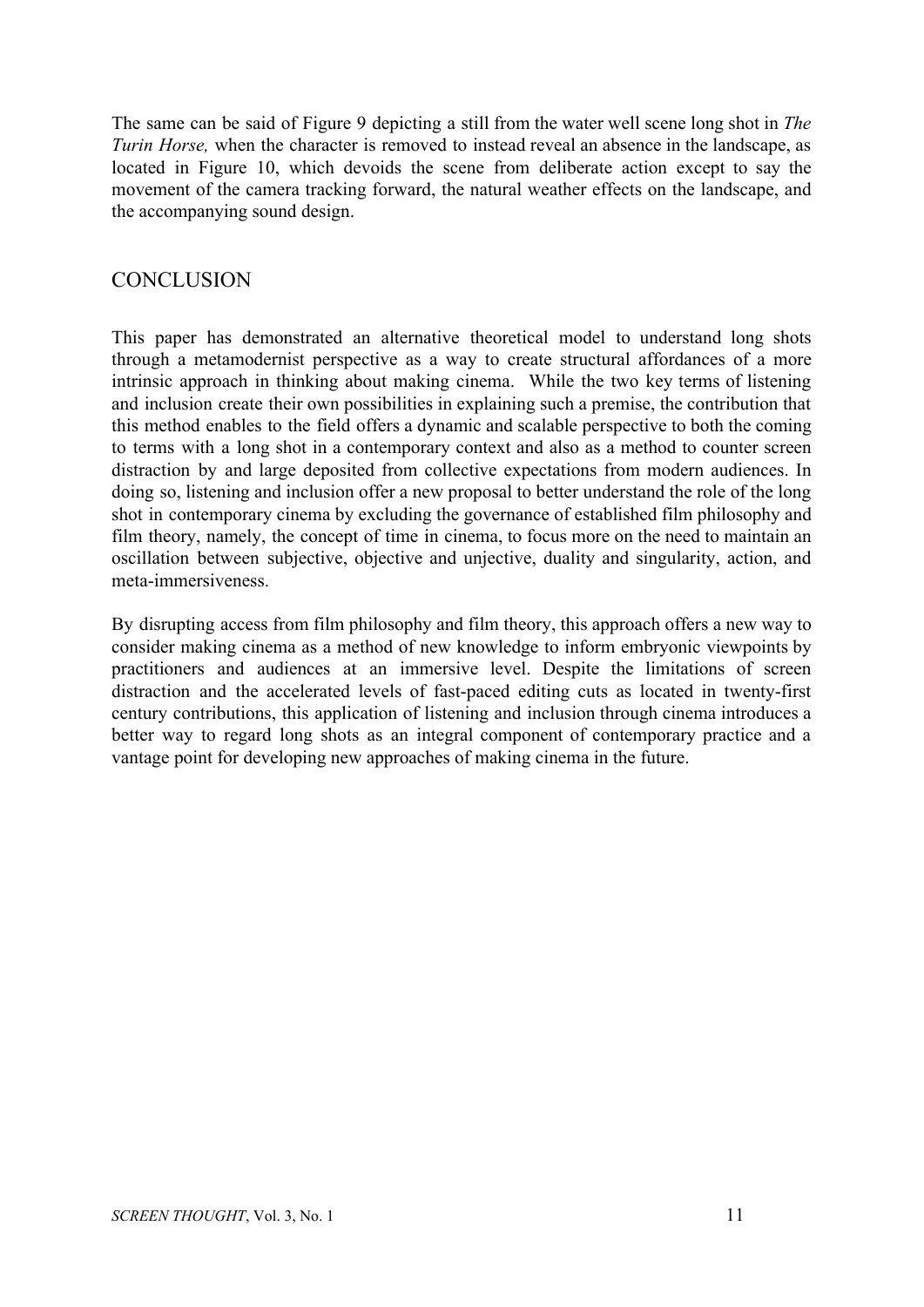The same can be said of Figure 9 depicting a still from the water well scene long shot in *The Turin Horse,* when the character is removed to instead reveal an absence in the landscape, as located in Figure 10, which devoids the scene from deliberate action except to say the movement of the camera tracking forward, the natural weather effects on the landscape, and the accompanying sound design.

## CONCLUSION

This paper has demonstrated an alternative theoretical model to understand long shots through a metamodernist perspective as a way to create structural affordances of a more intrinsic approach in thinking about making cinema. While the two key terms of listening and inclusion create their own possibilities in explaining such a premise, the contribution that this method enables to the field offers a dynamic and scalable perspective to both the coming to terms with a long shot in a contemporary context and also as a method to counter screen distraction by and large deposited from collective expectations from modern audiences. In doing so, listening and inclusion offer a new proposal to better understand the role of the long shot in contemporary cinema by excluding the governance of established film philosophy and film theory, namely, the concept of time in cinema, to focus more on the need to maintain an oscillation between subjective, objective and unjective, duality and singularity, action, and meta-immersiveness.

By disrupting access from film philosophy and film theory, this approach offers a new way to consider making cinema as a method of new knowledge to inform embryonic viewpoints by practitioners and audiences at an immersive level. Despite the limitations of screen distraction and the accelerated levels of fast-paced editing cuts as located in twenty-first century contributions, this application of listening and inclusion through cinema introduces a better way to regard long shots as an integral component of contemporary practice and a vantage point for developing new approaches of making cinema in the future.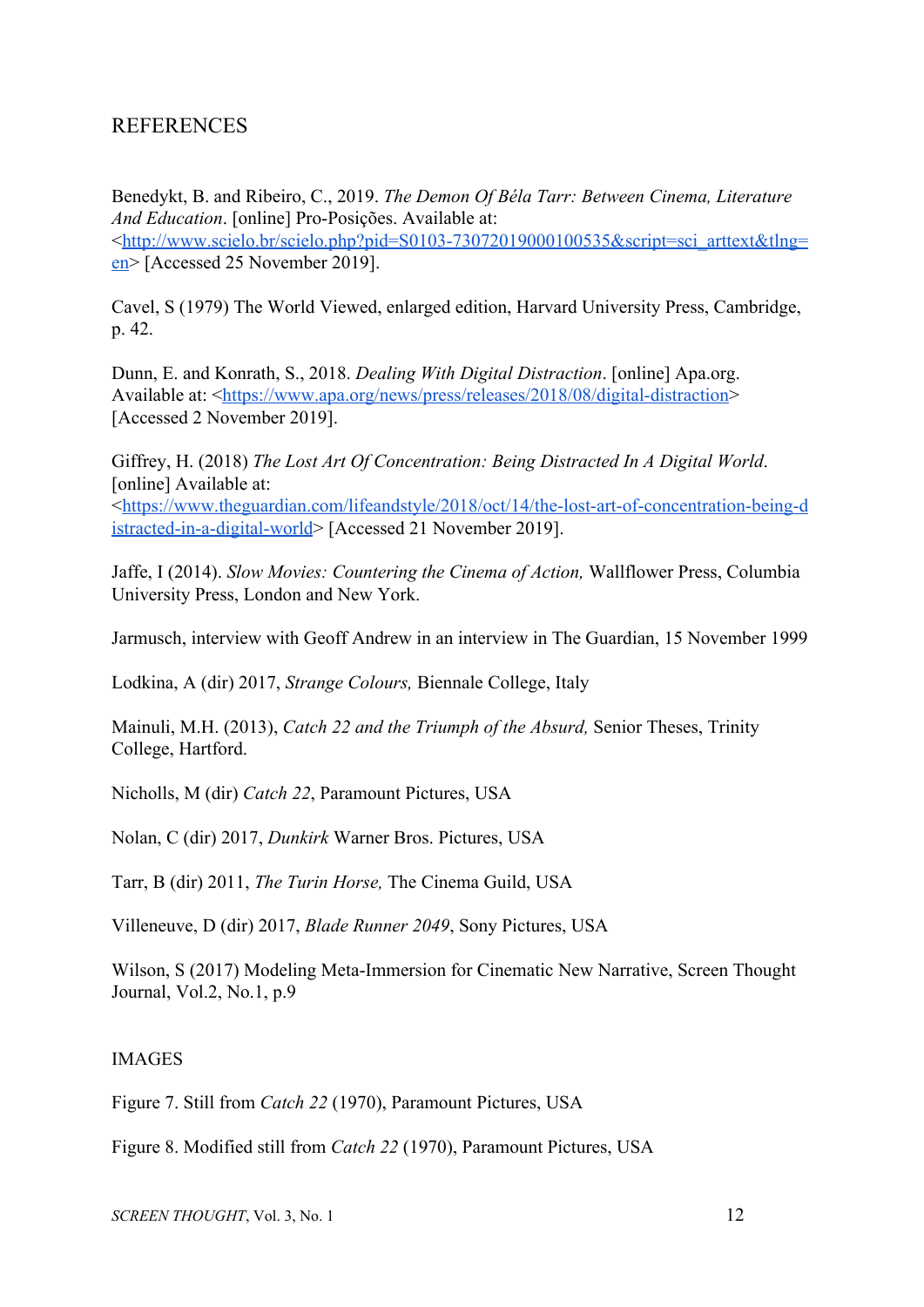## REFERENCES

Benedykt, B. and Ribeiro, C., 2019. *The Demon Of Béla Tarr: Between Cinema, Literature And Education*. [online] Pro-Posições. Available at: <http://www.scielo.br/scielo.php?pid=S0103-73072019000100535&script=sci_arttext&tlng=en> [Accessed 25 November 2019].

Cavel, S (1979) The World Viewed, enlarged edition, Harvard University Press, Cambridge, p. 42.

Dunn, E. and Konrath, S., 2018. *Dealing With Digital Distraction*. [online] Apa.org. Available at: <https://www.apa.org/news/press/releases/2018/08/digital-distraction> [Accessed 2 November 2019].

Giffrey, H. (2018) *The Lost Art Of Concentration: Being Distracted In A Digital World*. [online] Available at: <https://www.theguardian.com/lifeandstyle/2018/oct/14/the-lost-art-of-concentration-being-distracted-in-a-digital-world> [Accessed 21 November 2019].

Jaffe, I (2014). *Slow Movies: Countering the Cinema of Action,* Wallflower Press, Columbia University Press, London and New York.

Jarmusch, interview with Geoff Andrew in an interview in The Guardian, 15 November 1999

Lodkina, A (dir) 2017, *Strange Colours,* Biennale College, Italy

Mainuli, M.H. (2013), *Catch 22 and the Triumph of the Absurd,* Senior Theses, Trinity College, Hartford.

Nicholls, M (dir) *Catch 22*, Paramount Pictures, USA

Nolan, C (dir) 2017, *Dunkirk* Warner Bros. Pictures, USA

Tarr, B (dir) 2011, *The Turin Horse,* The Cinema Guild, USA

Villeneuve, D (dir) 2017, *Blade Runner 2049*, Sony Pictures, USA

Wilson, S (2017) Modeling Meta-Immersion for Cinematic New Narrative, Screen Thought Journal, Vol.2, No.1, p.9

## IMAGES

Figure 7. Still from *Catch 22* (1970), Paramount Pictures, USA

Figure 8. Modified still from *Catch 22* (1970), Paramount Pictures, USA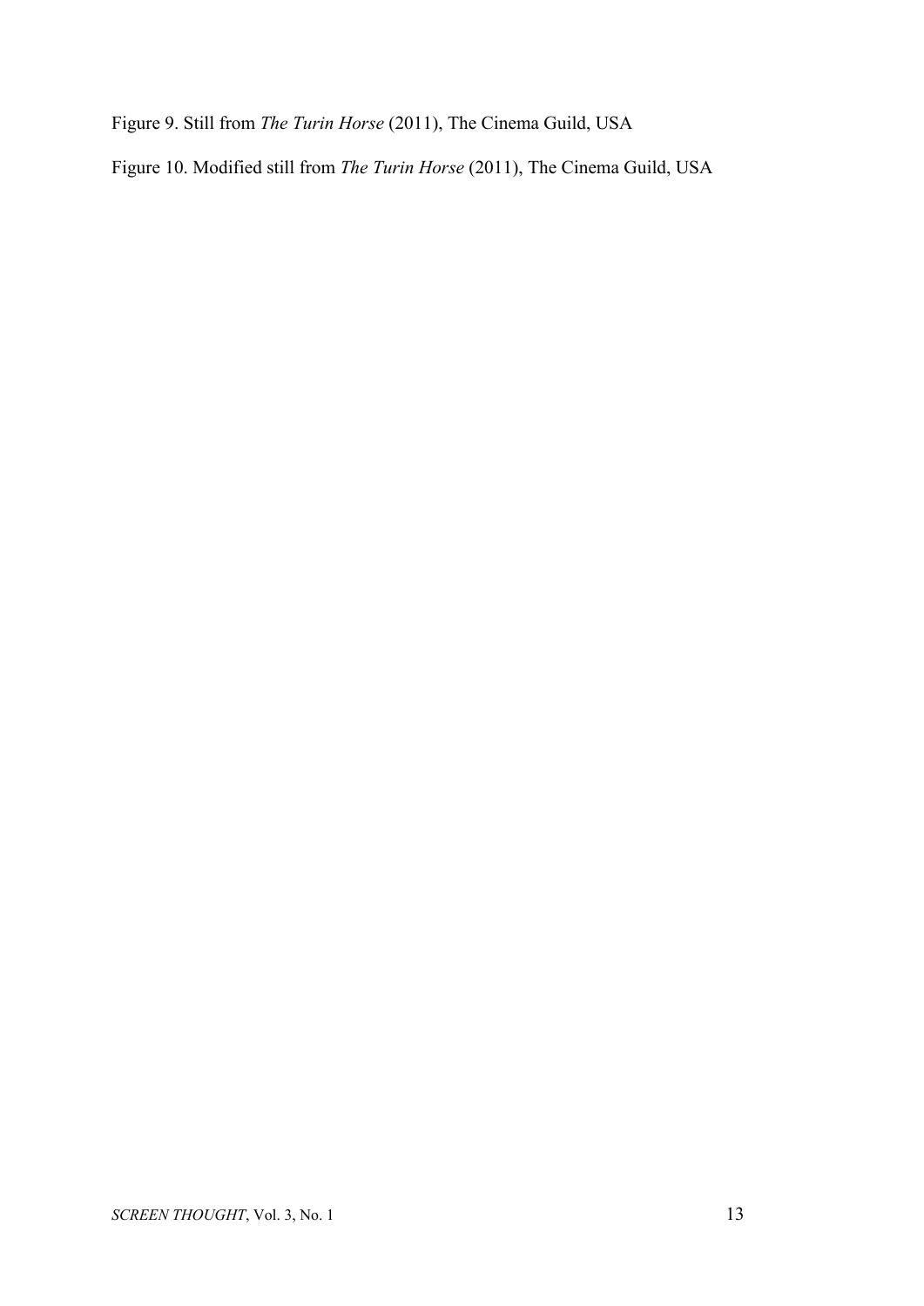Figure 9. Still from *The Turin Horse* (2011), The Cinema Guild, USA

Figure 10. Modified still from *The Turin Horse* (2011), The Cinema Guild, USA